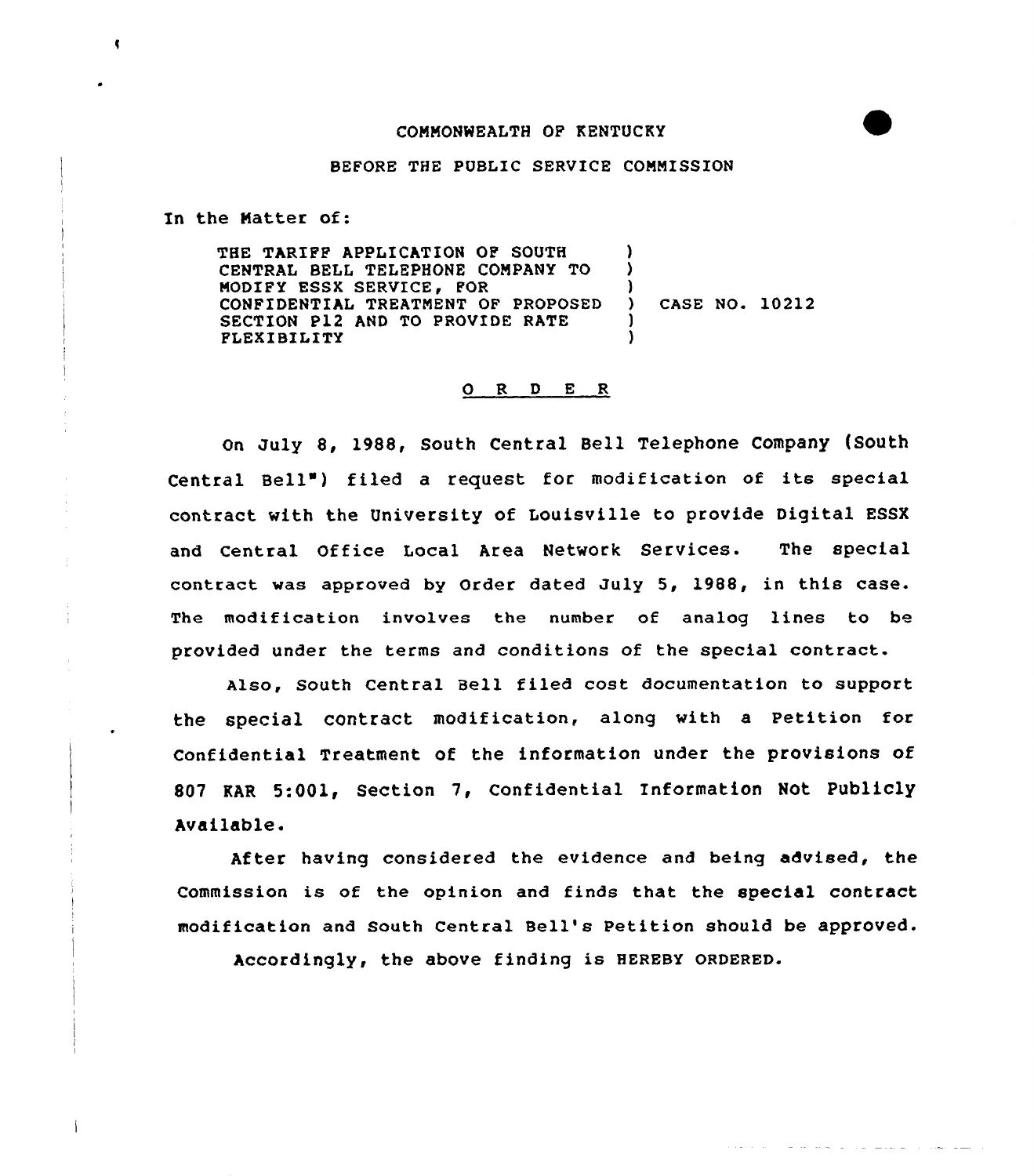COMMONWEALTH OF KENTUCKY

BEFORE THE PUBLIC SERVICE COMMISSION

In the Matter of:

| | | |
|---|---|---|
| THE TARIFF APPLICATION OF SOUTH CENTRAL BELL TELEPHONE COMPANY TO MODIFY ESSX SERVICE, FOR CONFIDENTIAL TREATMENT OF PROPOSED SECTION P12 AND TO PROVIDE RATE FLEXIBILITY | ) | CASE NO. 10212 |

O R D E R

On July 8, 1988, South Central Bell Telephone Company (South Central Bell") filed a request for modification of its special contract with the University of Louisville to provide Digital ESSX and Central Office Local Area Network Services. The special contract was approved by Order dated July 5, 1988, in this case. The modification involves the number of analog lines to be provided under the terms and conditions of the special contract.

Also, South Central Bell filed cost documentation to support the special contract modification, along with a Petition for Confidential Treatment of the information under the provisions of 807 KAR 5:001, Section 7, Confidential Information Not Publicly Available.

After having considered the evidence and being advised, the Commission is of the opinion and finds that the special contract modification and South Central Bell's Petition should be approved.

Accordingly, the above finding is HEREBY ORDERED.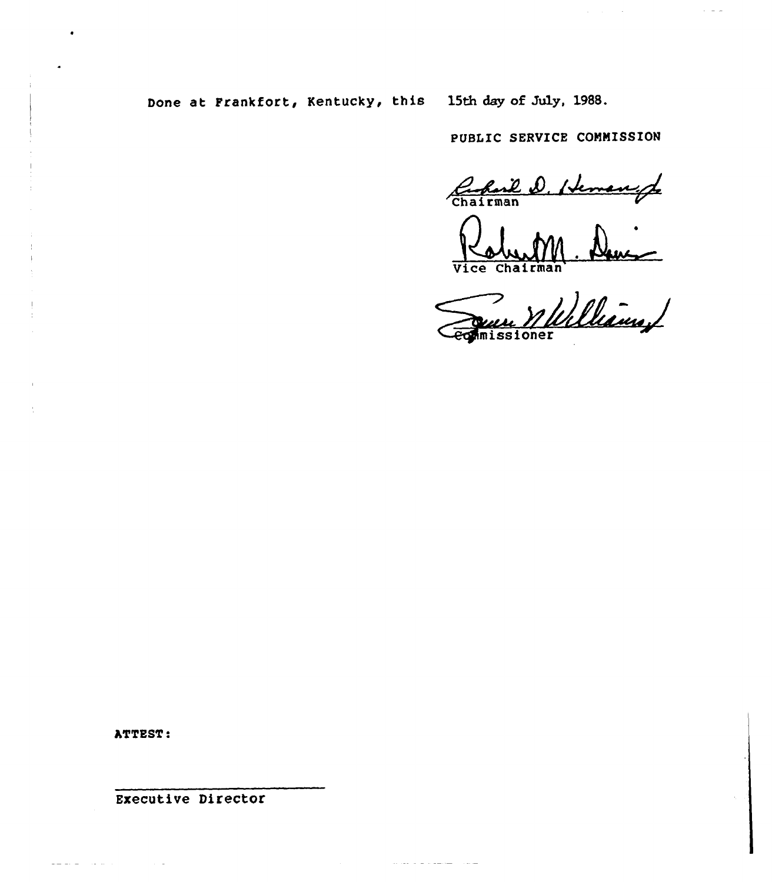Done at Frankfort, Kentucky, this 15th day of July, 1988.

PUBLIC SERVICE COMMISSION

Chairman

Vice Chairman

Commissioner

ATTEST:

Executive Director